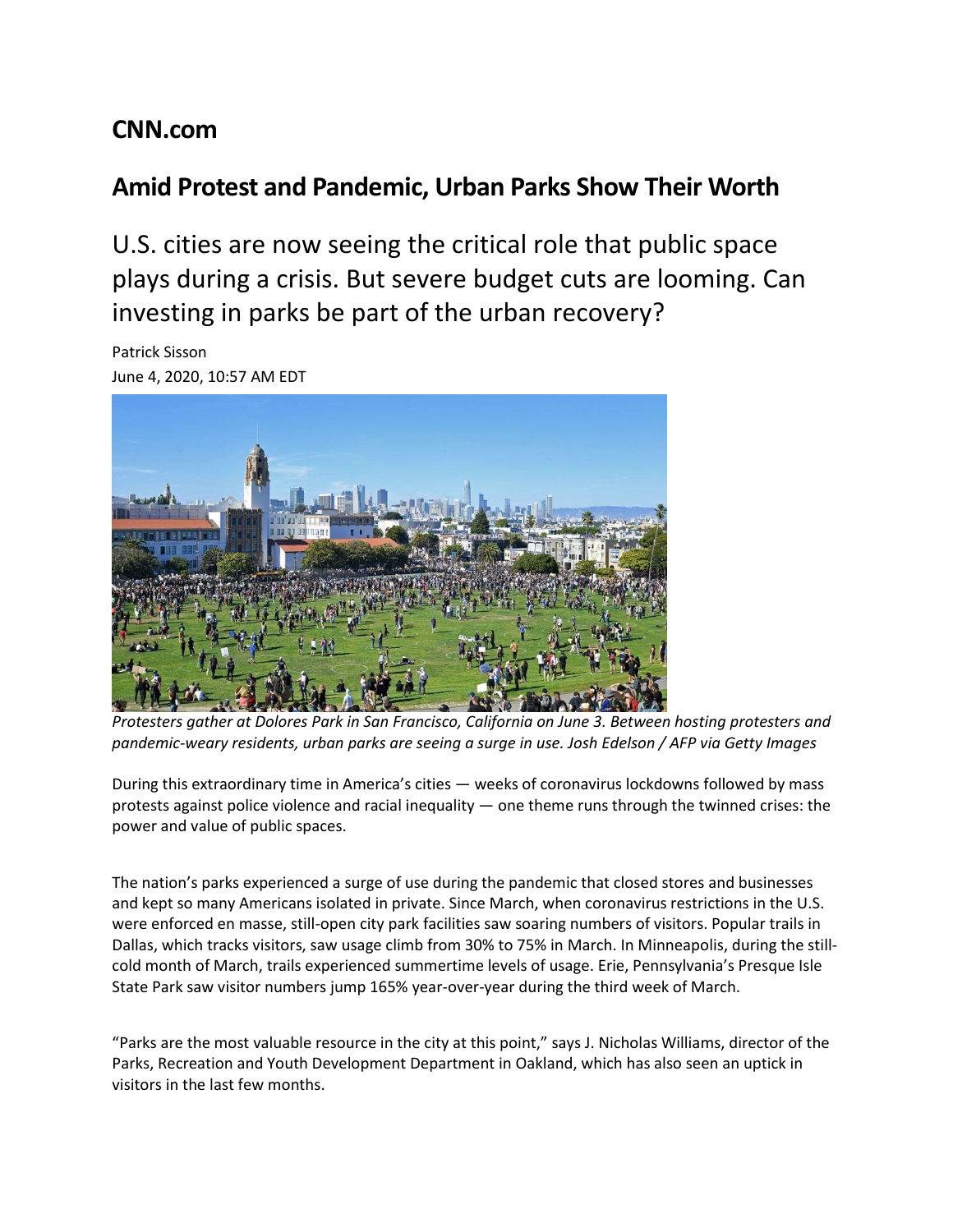## CNN.com

# Amid Protest and Pandemic, Urban Parks Show Their Worth

U.S. cities are now seeing the critical role that public space plays during a crisis. But severe budget cuts are looming. Can investing in parks be part of the urban recovery?

Patrick Sisson
June 4, 2020, 10:57 AM EDT

*Protesters gather at Dolores Park in San Francisco, California on June 3. Between hosting protesters and pandemic-weary residents, urban parks are seeing a surge in use. Josh Edelson / AFP via Getty Images*

During this extraordinary time in America's cities — weeks of coronavirus lockdowns followed by mass protests against police violence and racial inequality — one theme runs through the twinned crises: the power and value of public spaces.

The nation's parks experienced a surge of use during the pandemic that closed stores and businesses and kept so many Americans isolated in private. Since March, when coronavirus restrictions in the U.S. were enforced en masse, still-open city park facilities saw soaring numbers of visitors. Popular trails in Dallas, which tracks visitors, saw usage climb from 30% to 75% in March. In Minneapolis, during the still-cold month of March, trails experienced summertime levels of usage. Erie, Pennsylvania's Presque Isle State Park saw visitor numbers jump 165% year-over-year during the third week of March.

"Parks are the most valuable resource in the city at this point," says J. Nicholas Williams, director of the Parks, Recreation and Youth Development Department in Oakland, which has also seen an uptick in visitors in the last few months.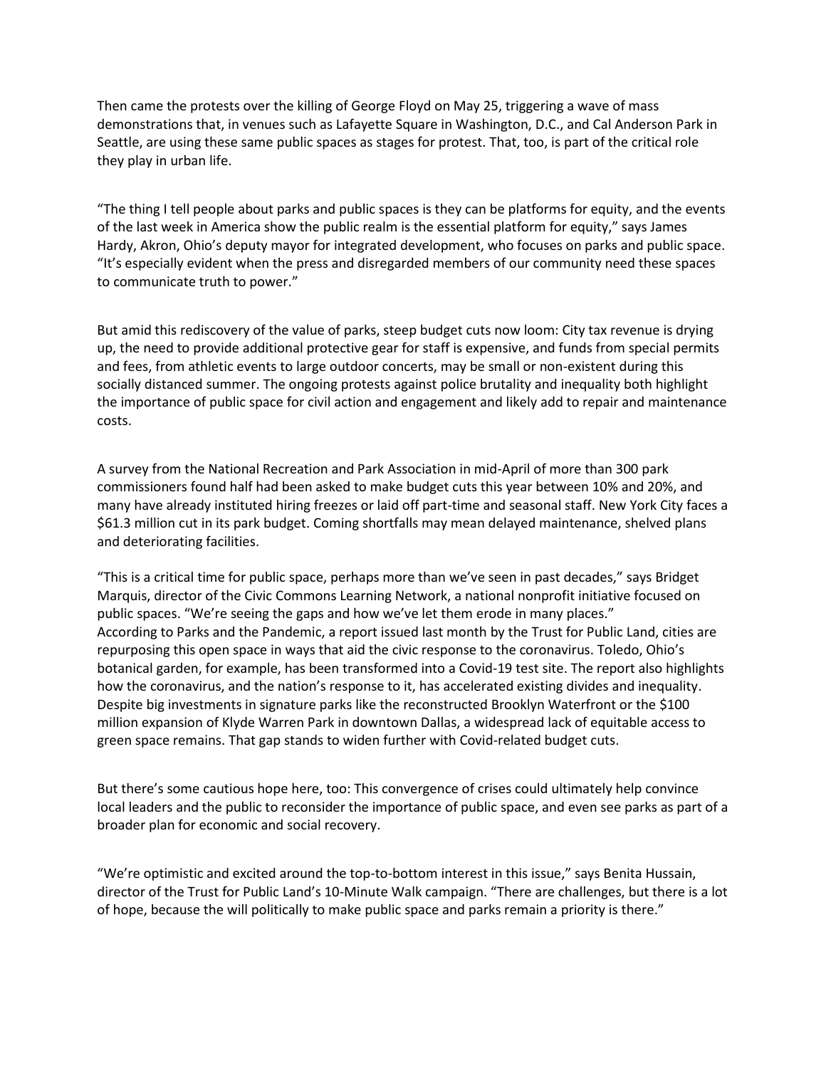Then came the protests over the killing of George Floyd on May 25, triggering a wave of mass demonstrations that, in venues such as Lafayette Square in Washington, D.C., and Cal Anderson Park in Seattle, are using these same public spaces as stages for protest. That, too, is part of the critical role they play in urban life.

"The thing I tell people about parks and public spaces is they can be platforms for equity, and the events of the last week in America show the public realm is the essential platform for equity," says James Hardy, Akron, Ohio's deputy mayor for integrated development, who focuses on parks and public space. "It's especially evident when the press and disregarded members of our community need these spaces to communicate truth to power."

But amid this rediscovery of the value of parks, steep budget cuts now loom: City tax revenue is drying up, the need to provide additional protective gear for staff is expensive, and funds from special permits and fees, from athletic events to large outdoor concerts, may be small or non-existent during this socially distanced summer. The ongoing protests against police brutality and inequality both highlight the importance of public space for civil action and engagement and likely add to repair and maintenance costs.

A survey from the National Recreation and Park Association in mid-April of more than 300 park commissioners found half had been asked to make budget cuts this year between 10% and 20%, and many have already instituted hiring freezes or laid off part-time and seasonal staff. New York City faces a $61.3 million cut in its park budget. Coming shortfalls may mean delayed maintenance, shelved plans and deteriorating facilities.

"This is a critical time for public space, perhaps more than we've seen in past decades," says Bridget Marquis, director of the Civic Commons Learning Network, a national nonprofit initiative focused on public spaces. "We're seeing the gaps and how we've let them erode in many places."
According to Parks and the Pandemic, a report issued last month by the Trust for Public Land, cities are repurposing this open space in ways that aid the civic response to the coronavirus. Toledo, Ohio's botanical garden, for example, has been transformed into a Covid-19 test site. The report also highlights how the coronavirus, and the nation's response to it, has accelerated existing divides and inequality. Despite big investments in signature parks like the reconstructed Brooklyn Waterfront or the $100 million expansion of Klyde Warren Park in downtown Dallas, a widespread lack of equitable access to green space remains. That gap stands to widen further with Covid-related budget cuts.

But there's some cautious hope here, too: This convergence of crises could ultimately help convince local leaders and the public to reconsider the importance of public space, and even see parks as part of a broader plan for economic and social recovery.

"We're optimistic and excited around the top-to-bottom interest in this issue," says Benita Hussain, director of the Trust for Public Land's 10-Minute Walk campaign. "There are challenges, but there is a lot of hope, because the will politically to make public space and parks remain a priority is there."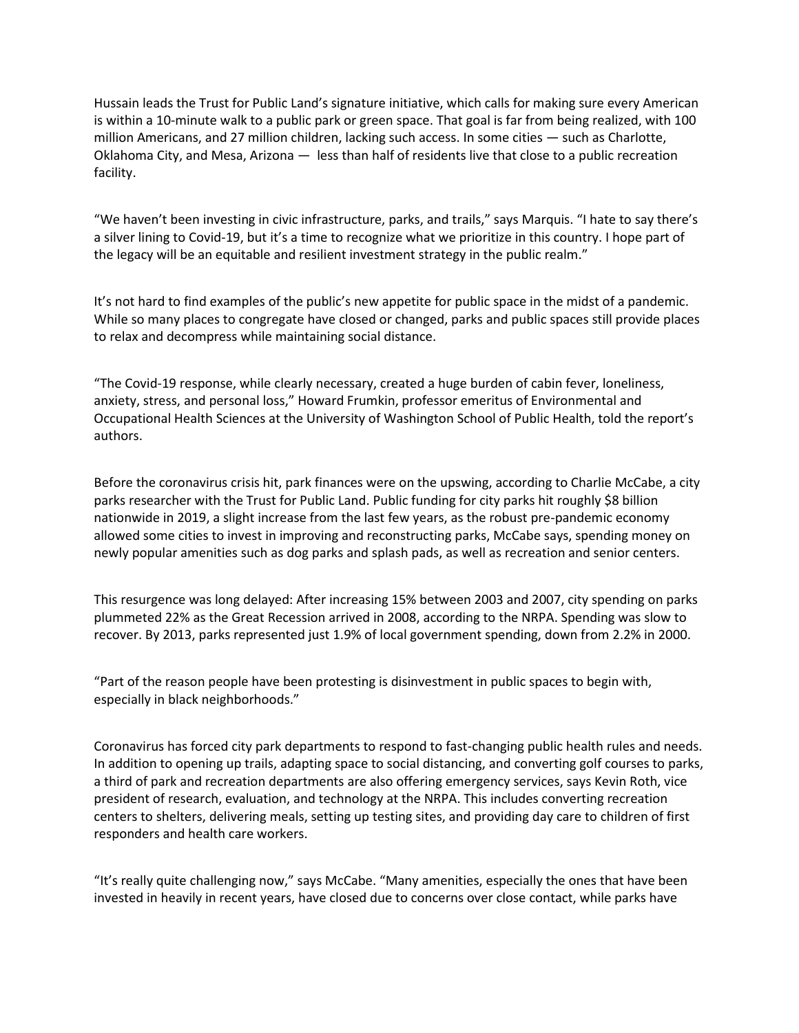Hussain leads the Trust for Public Land's signature initiative, which calls for making sure every American is within a 10-minute walk to a public park or green space. That goal is far from being realized, with 100 million Americans, and 27 million children, lacking such access. In some cities — such as Charlotte, Oklahoma City, and Mesa, Arizona — less than half of residents live that close to a public recreation facility.

"We haven't been investing in civic infrastructure, parks, and trails," says Marquis. "I hate to say there's a silver lining to Covid-19, but it's a time to recognize what we prioritize in this country. I hope part of the legacy will be an equitable and resilient investment strategy in the public realm."

It's not hard to find examples of the public's new appetite for public space in the midst of a pandemic. While so many places to congregate have closed or changed, parks and public spaces still provide places to relax and decompress while maintaining social distance.

"The Covid-19 response, while clearly necessary, created a huge burden of cabin fever, loneliness, anxiety, stress, and personal loss," Howard Frumkin, professor emeritus of Environmental and Occupational Health Sciences at the University of Washington School of Public Health, told the report's authors.

Before the coronavirus crisis hit, park finances were on the upswing, according to Charlie McCabe, a city parks researcher with the Trust for Public Land. Public funding for city parks hit roughly $8 billion nationwide in 2019, a slight increase from the last few years, as the robust pre-pandemic economy allowed some cities to invest in improving and reconstructing parks, McCabe says, spending money on newly popular amenities such as dog parks and splash pads, as well as recreation and senior centers.

This resurgence was long delayed: After increasing 15% between 2003 and 2007, city spending on parks plummeted 22% as the Great Recession arrived in 2008, according to the NRPA. Spending was slow to recover. By 2013, parks represented just 1.9% of local government spending, down from 2.2% in 2000.

"Part of the reason people have been protesting is disinvestment in public spaces to begin with, especially in black neighborhoods."

Coronavirus has forced city park departments to respond to fast-changing public health rules and needs. In addition to opening up trails, adapting space to social distancing, and converting golf courses to parks, a third of park and recreation departments are also offering emergency services, says Kevin Roth, vice president of research, evaluation, and technology at the NRPA. This includes converting recreation centers to shelters, delivering meals, setting up testing sites, and providing day care to children of first responders and health care workers.

"It's really quite challenging now," says McCabe. "Many amenities, especially the ones that have been invested in heavily in recent years, have closed due to concerns over close contact, while parks have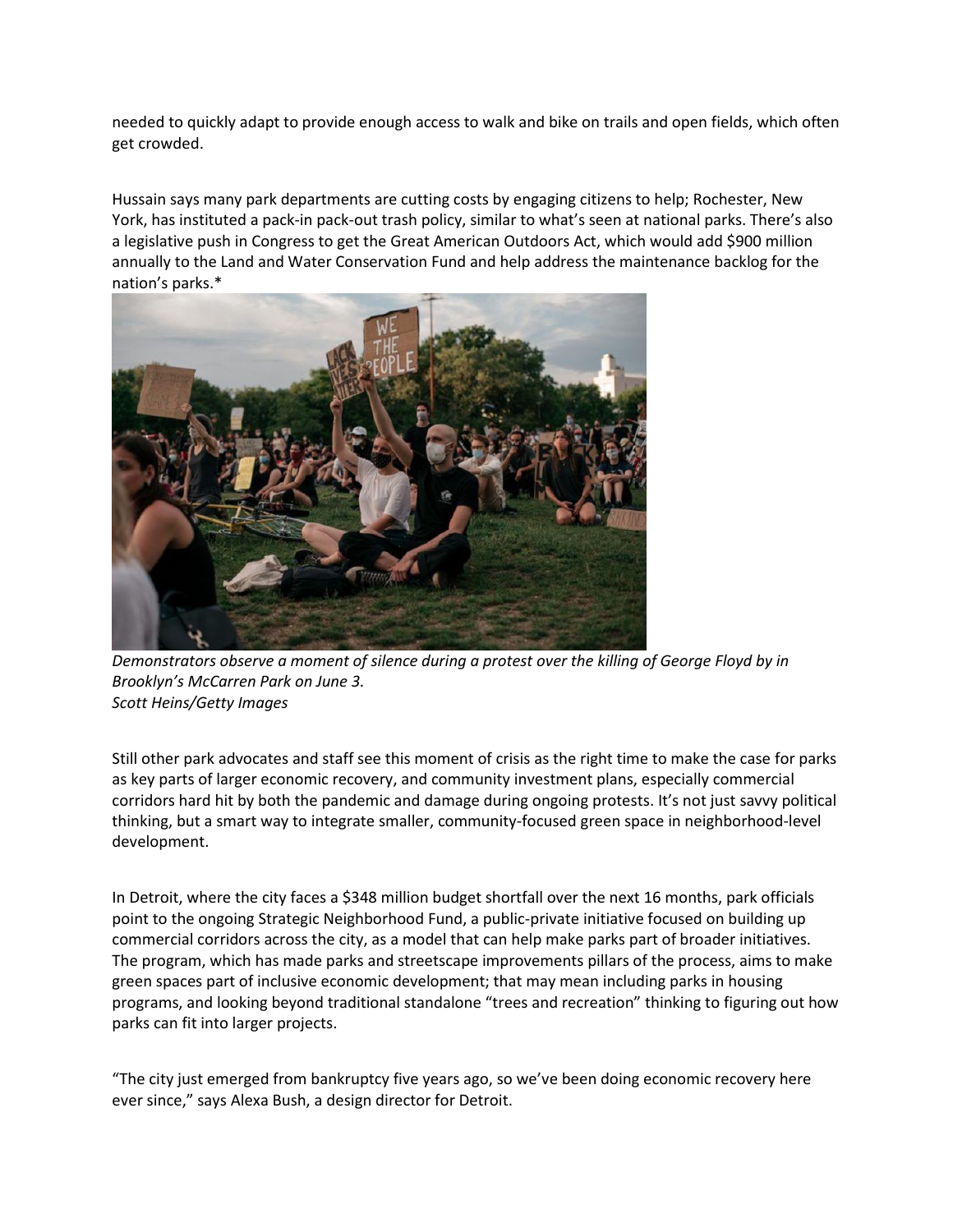needed to quickly adapt to provide enough access to walk and bike on trails and open fields, which often get crowded.

Hussain says many park departments are cutting costs by engaging citizens to help; Rochester, New York, has instituted a pack-in pack-out trash policy, similar to what's seen at national parks. There's also a legislative push in Congress to get the Great American Outdoors Act, which would add $900 million annually to the Land and Water Conservation Fund and help address the maintenance backlog for the nation's parks.*

*Demonstrators observe a moment of silence during a protest over the killing of George Floyd by in Brooklyn's McCarren Park on June 3.*
*Scott Heins/Getty Images*

Still other park advocates and staff see this moment of crisis as the right time to make the case for parks as key parts of larger economic recovery, and community investment plans, especially commercial corridors hard hit by both the pandemic and damage during ongoing protests. It's not just savvy political thinking, but a smart way to integrate smaller, community-focused green space in neighborhood-level development.

In Detroit, where the city faces a $348 million budget shortfall over the next 16 months, park officials point to the ongoing Strategic Neighborhood Fund, a public-private initiative focused on building up commercial corridors across the city, as a model that can help make parks part of broader initiatives. The program, which has made parks and streetscape improvements pillars of the process, aims to make green spaces part of inclusive economic development; that may mean including parks in housing programs, and looking beyond traditional standalone "trees and recreation" thinking to figuring out how parks can fit into larger projects.

"The city just emerged from bankruptcy five years ago, so we've been doing economic recovery here ever since," says Alexa Bush, a design director for Detroit.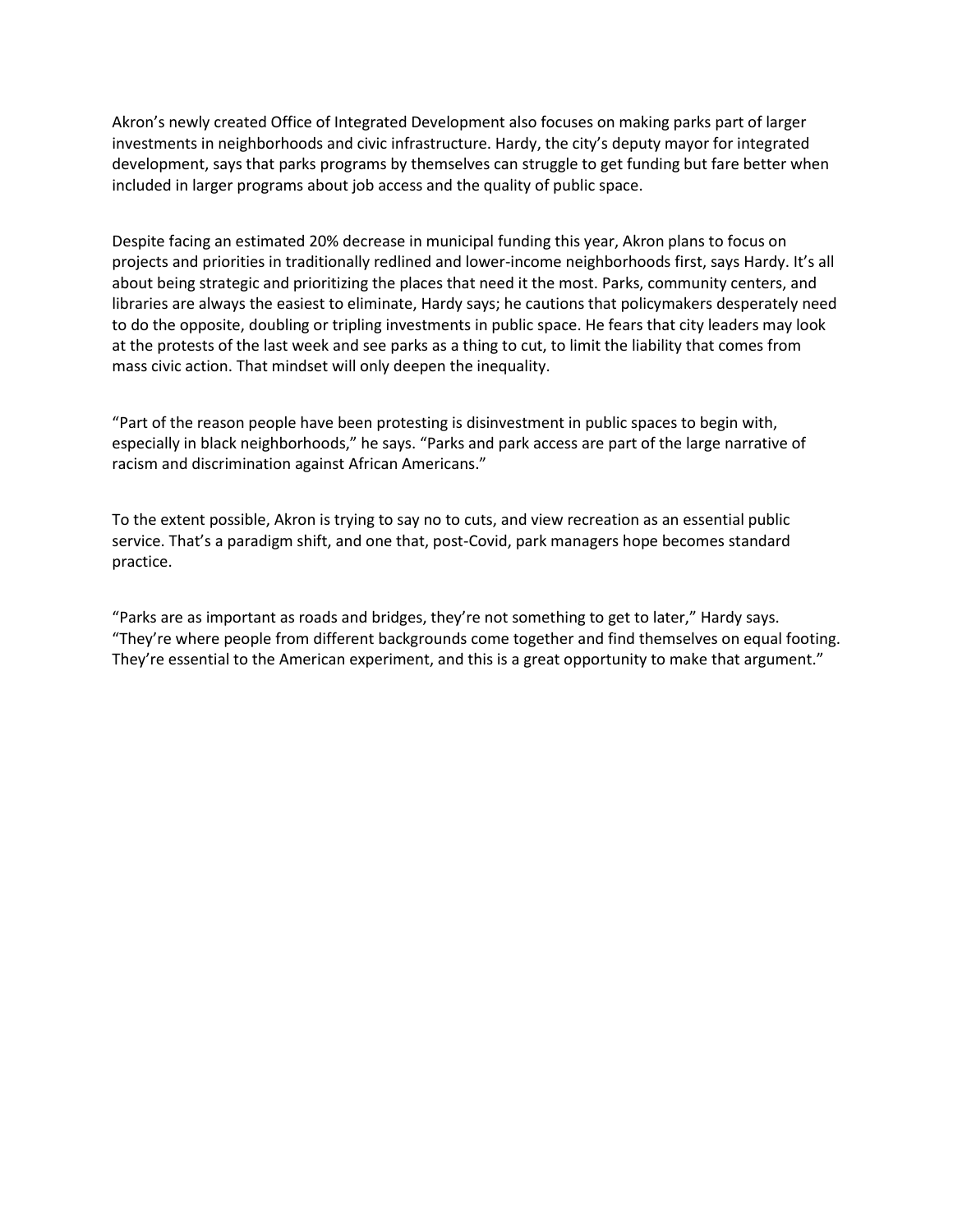Akron's newly created Office of Integrated Development also focuses on making parks part of larger investments in neighborhoods and civic infrastructure. Hardy, the city's deputy mayor for integrated development, says that parks programs by themselves can struggle to get funding but fare better when included in larger programs about job access and the quality of public space.

Despite facing an estimated 20% decrease in municipal funding this year, Akron plans to focus on projects and priorities in traditionally redlined and lower-income neighborhoods first, says Hardy. It's all about being strategic and prioritizing the places that need it the most. Parks, community centers, and libraries are always the easiest to eliminate, Hardy says; he cautions that policymakers desperately need to do the opposite, doubling or tripling investments in public space. He fears that city leaders may look at the protests of the last week and see parks as a thing to cut, to limit the liability that comes from mass civic action. That mindset will only deepen the inequality.

"Part of the reason people have been protesting is disinvestment in public spaces to begin with, especially in black neighborhoods," he says. "Parks and park access are part of the large narrative of racism and discrimination against African Americans."

To the extent possible, Akron is trying to say no to cuts, and view recreation as an essential public service. That's a paradigm shift, and one that, post-Covid, park managers hope becomes standard practice.

"Parks are as important as roads and bridges, they're not something to get to later," Hardy says. "They're where people from different backgrounds come together and find themselves on equal footing. They're essential to the American experiment, and this is a great opportunity to make that argument."